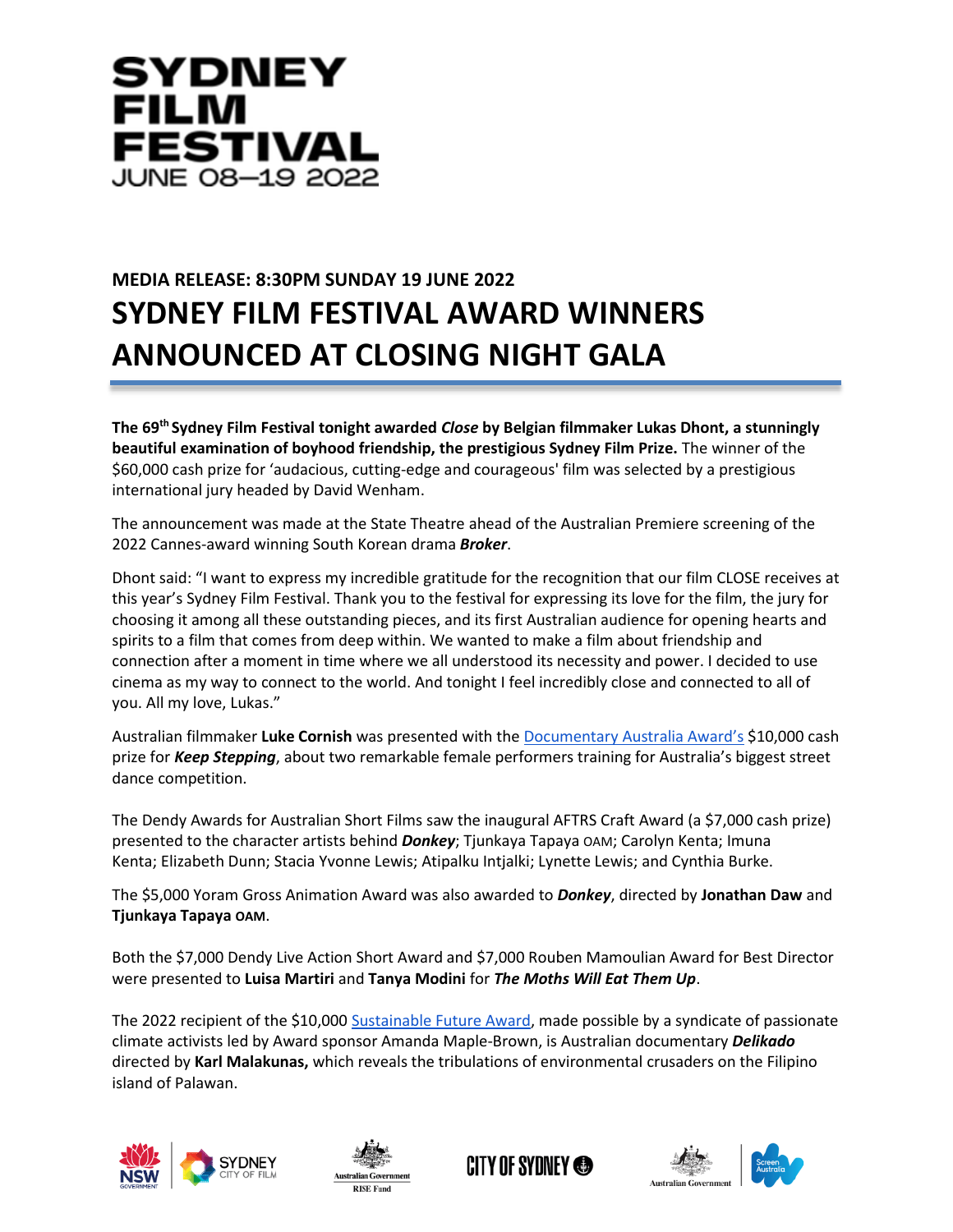# SYDNEY FILM FESTIVAL
JUNE 08–19 2022

**MEDIA RELEASE: 8:30PM SUNDAY 19 JUNE 2022**

# SYDNEY FILM FESTIVAL AWARD WINNERS ANNOUNCED AT CLOSING NIGHT GALA

**The 69th Sydney Film Festival tonight awarded *Close* by Belgian filmmaker Lukas Dhont, a stunningly beautiful examination of boyhood friendship, the prestigious Sydney Film Prize.** The winner of the $60,000 cash prize for 'audacious, cutting-edge and courageous' film was selected by a prestigious international jury headed by David Wenham.

The announcement was made at the State Theatre ahead of the Australian Premiere screening of the 2022 Cannes-award winning South Korean drama ***Broker***.

Dhont said: "I want to express my incredible gratitude for the recognition that our film CLOSE receives at this year's Sydney Film Festival. Thank you to the festival for expressing its love for the film, the jury for choosing it among all these outstanding pieces, and its first Australian audience for opening hearts and spirits to a film that comes from deep within. We wanted to make a film about friendship and connection after a moment in time where we all understood its necessity and power. I decided to use cinema as my way to connect to the world. And tonight I feel incredibly close and connected to all of you. All my love, Lukas."

Australian filmmaker **Luke Cornish** was presented with the Documentary Australia Award's $10,000 cash prize for ***Keep Stepping***, about two remarkable female performers training for Australia's biggest street dance competition.

The Dendy Awards for Australian Short Films saw the inaugural AFTRS Craft Award (a $7,000 cash prize) presented to the character artists behind ***Donkey***; Tjunkaya Tapaya OAM; Carolyn Kenta; Imuna Kenta; Elizabeth Dunn; Stacia Yvonne Lewis; Atipalku Intjalki; Lynette Lewis; and Cynthia Burke.

The $5,000 Yoram Gross Animation Award was also awarded to ***Donkey***, directed by **Jonathan Daw** and **Tjunkaya Tapaya OAM**.

Both the $7,000 Dendy Live Action Short Award and $7,000 Rouben Mamoulian Award for Best Director were presented to **Luisa Martiri** and **Tanya Modini** for ***The Moths Will Eat Them Up***.

The 2022 recipient of the $10,000 Sustainable Future Award, made possible by a syndicate of passionate climate activists led by Award sponsor Amanda Maple-Brown, is Australian documentary ***Delikado*** directed by **Karl Malakunas,** which reveals the tribulations of environmental crusaders on the Filipino island of Palawan.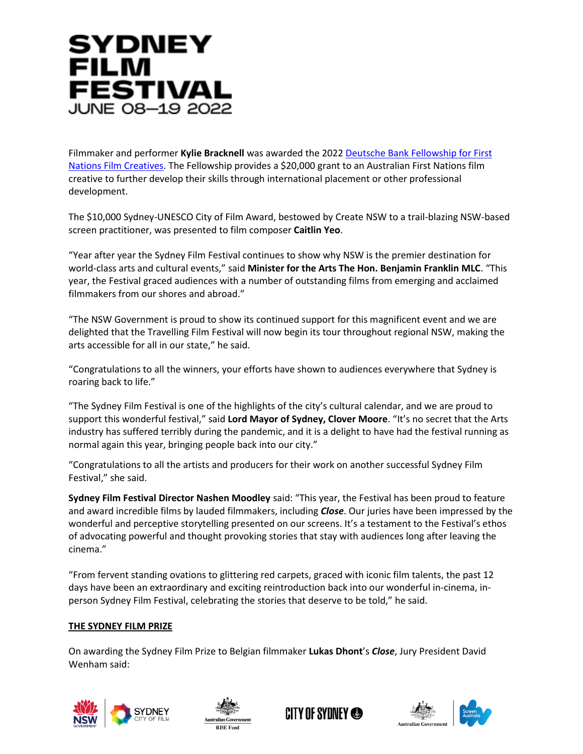Filmmaker and performer **Kylie Bracknell** was awarded the 2022 [Deutsche Bank Fellowship for First Nations Film Creatives](). The Fellowship provides a $20,000 grant to an Australian First Nations film creative to further develop their skills through international placement or other professional development.

The $10,000 Sydney-UNESCO City of Film Award, bestowed by Create NSW to a trail-blazing NSW-based screen practitioner, was presented to film composer **Caitlin Yeo**.

"Year after year the Sydney Film Festival continues to show why NSW is the premier destination for world-class arts and cultural events," said **Minister for the Arts The Hon. Benjamin Franklin MLC**. "This year, the Festival graced audiences with a number of outstanding films from emerging and acclaimed filmmakers from our shores and abroad."

"The NSW Government is proud to show its continued support for this magnificent event and we are delighted that the Travelling Film Festival will now begin its tour throughout regional NSW, making the arts accessible for all in our state," he said.

"Congratulations to all the winners, your efforts have shown to audiences everywhere that Sydney is roaring back to life."

"The Sydney Film Festival is one of the highlights of the city's cultural calendar, and we are proud to support this wonderful festival," said **Lord Mayor of Sydney, Clover Moore**. "It's no secret that the Arts industry has suffered terribly during the pandemic, and it is a delight to have had the festival running as normal again this year, bringing people back into our city."

"Congratulations to all the artists and producers for their work on another successful Sydney Film Festival," she said.

**Sydney Film Festival Director Nashen Moodley** said: "This year, the Festival has been proud to feature and award incredible films by lauded filmmakers, including ***Close***. Our juries have been impressed by the wonderful and perceptive storytelling presented on our screens. It's a testament to the Festival's ethos of advocating powerful and thought provoking stories that stay with audiences long after leaving the cinema."

"From fervent standing ovations to glittering red carpets, graced with iconic film talents, the past 12 days have been an extraordinary and exciting reintroduction back into our wonderful in-cinema, in-person Sydney Film Festival, celebrating the stories that deserve to be told," he said.

**THE SYDNEY FILM PRIZE**

On awarding the Sydney Film Prize to Belgian filmmaker **Lukas Dhont**'s ***Close***, Jury President David Wenham said: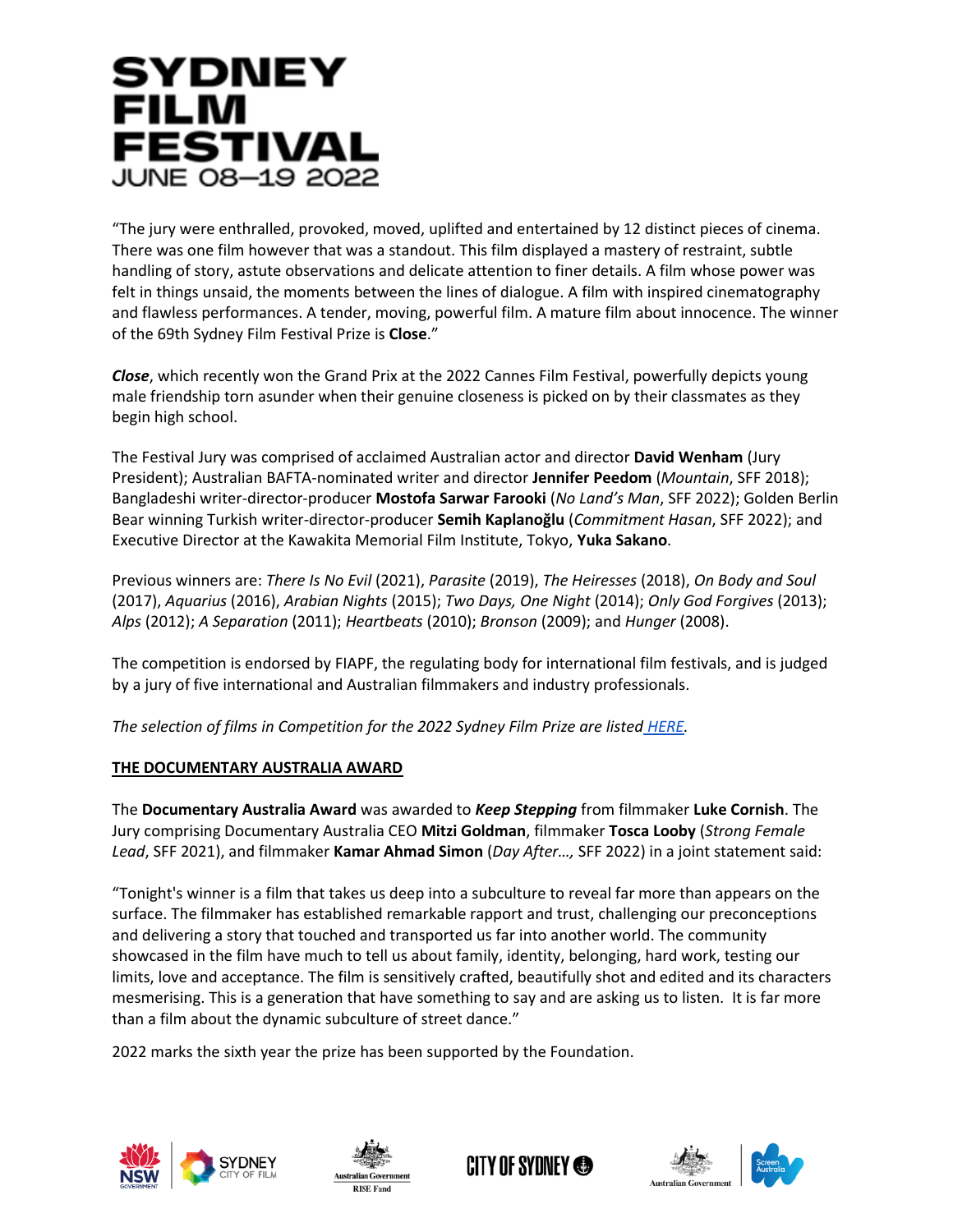"The jury were enthralled, provoked, moved, uplifted and entertained by 12 distinct pieces of cinema. There was one film however that was a standout. This film displayed a mastery of restraint, subtle handling of story, astute observations and delicate attention to finer details. A film whose power was felt in things unsaid, the moments between the lines of dialogue. A film with inspired cinematography and flawless performances. A tender, moving, powerful film. A mature film about innocence. The winner of the 69th Sydney Film Festival Prize is **Close**."

***Close***, which recently won the Grand Prix at the 2022 Cannes Film Festival, powerfully depicts young male friendship torn asunder when their genuine closeness is picked on by their classmates as they begin high school.

The Festival Jury was comprised of acclaimed Australian actor and director **David Wenham** (Jury President); Australian BAFTA-nominated writer and director **Jennifer Peedom** (*Mountain*, SFF 2018); Bangladeshi writer-director-producer **Mostofa Sarwar Farooki** (*No Land's Man*, SFF 2022); Golden Berlin Bear winning Turkish writer-director-producer **Semih Kaplanoğlu** (*Commitment Hasan*, SFF 2022); and Executive Director at the Kawakita Memorial Film Institute, Tokyo, **Yuka Sakano**.

Previous winners are: *There Is No Evil* (2021), *Parasite* (2019), *The Heiresses* (2018), *On Body and Soul* (2017), *Aquarius* (2016), *Arabian Nights* (2015); *Two Days, One Night* (2014); *Only God Forgives* (2013); *Alps* (2012); *A Separation* (2011); *Heartbeats* (2010); *Bronson* (2009); and *Hunger* (2008).

The competition is endorsed by FIAPF, the regulating body for international film festivals, and is judged by a jury of five international and Australian filmmakers and industry professionals.

*The selection of films in Competition for the 2022 Sydney Film Prize are listed HERE.*

## THE DOCUMENTARY AUSTRALIA AWARD

The **Documentary Australia Award** was awarded to ***Keep Stepping*** from filmmaker **Luke Cornish**. The Jury comprising Documentary Australia CEO **Mitzi Goldman**, filmmaker **Tosca Looby** (*Strong Female Lead*, SFF 2021), and filmmaker **Kamar Ahmad Simon** (*Day After…,* SFF 2022) in a joint statement said:

"Tonight's winner is a film that takes us deep into a subculture to reveal far more than appears on the surface. The filmmaker has established remarkable rapport and trust, challenging our preconceptions and delivering a story that touched and transported us far into another world. The community showcased in the film have much to tell us about family, identity, belonging, hard work, testing our limits, love and acceptance. The film is sensitively crafted, beautifully shot and edited and its characters mesmerising. This is a generation that have something to say and are asking us to listen. It is far more than a film about the dynamic subculture of street dance."

2022 marks the sixth year the prize has been supported by the Foundation.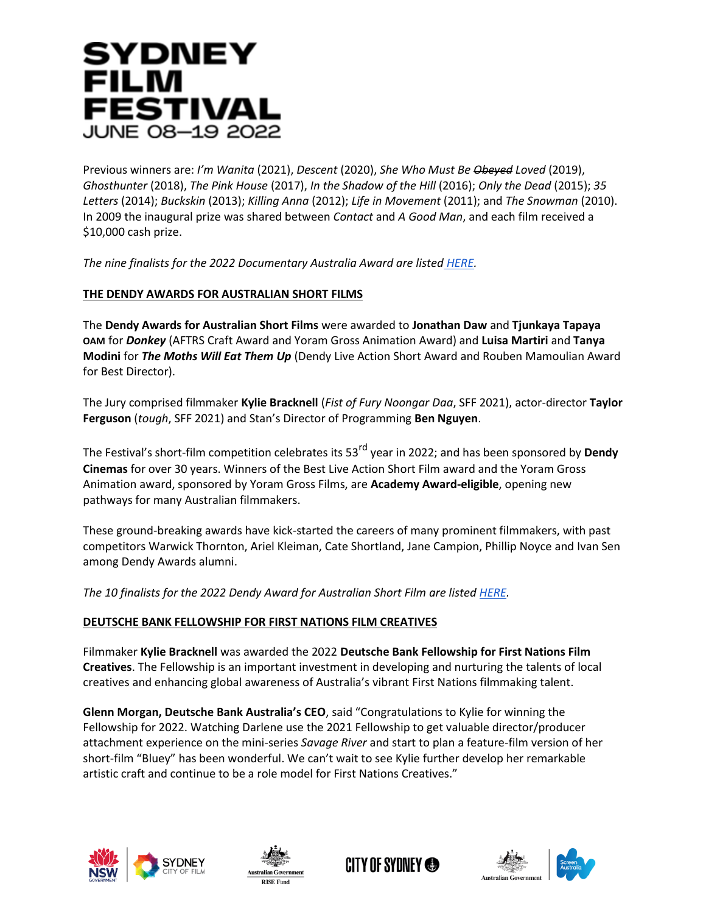Previous winners are: *I'm Wanita* (2021), *Descent* (2020), *She Who Must Be ~~Obeyed~~ Loved* (2019), *Ghosthunter* (2018), *The Pink House* (2017), *In the Shadow of the Hill* (2016); *Only the Dead* (2015); *35 Letters* (2014); *Buckskin* (2013); *Killing Anna* (2012); *Life in Movement* (2011); and *The Snowman* (2010). In 2009 the inaugural prize was shared between *Contact* and *A Good Man*, and each film received a $10,000 cash prize.

*The nine finalists for the 2022 Documentary Australia Award are listed HERE.*

**THE DENDY AWARDS FOR AUSTRALIAN SHORT FILMS**

The **Dendy Awards for Australian Short Films** were awarded to **Jonathan Daw** and **Tjunkaya Tapaya OAM** for ***Donkey*** (AFTRS Craft Award and Yoram Gross Animation Award) and **Luisa Martiri** and **Tanya Modini** for ***The Moths Will Eat Them Up*** (Dendy Live Action Short Award and Rouben Mamoulian Award for Best Director).

The Jury comprised filmmaker **Kylie Bracknell** (*Fist of Fury Noongar Daa*, SFF 2021), actor-director **Taylor Ferguson** (*tough*, SFF 2021) and Stan's Director of Programming **Ben Nguyen**.

The Festival's short-film competition celebrates its 53rd year in 2022; and has been sponsored by **Dendy Cinemas** for over 30 years. Winners of the Best Live Action Short Film award and the Yoram Gross Animation award, sponsored by Yoram Gross Films, are **Academy Award-eligible**, opening new pathways for many Australian filmmakers.

These ground-breaking awards have kick-started the careers of many prominent filmmakers, with past competitors Warwick Thornton, Ariel Kleiman, Cate Shortland, Jane Campion, Phillip Noyce and Ivan Sen among Dendy Awards alumni.

*The 10 finalists for the 2022 Dendy Award for Australian Short Film are listed HERE.*

**DEUTSCHE BANK FELLOWSHIP FOR FIRST NATIONS FILM CREATIVES**

Filmmaker **Kylie Bracknell** was awarded the 2022 **Deutsche Bank Fellowship for First Nations Film Creatives**. The Fellowship is an important investment in developing and nurturing the talents of local creatives and enhancing global awareness of Australia's vibrant First Nations filmmaking talent.

**Glenn Morgan, Deutsche Bank Australia's CEO**, said "Congratulations to Kylie for winning the Fellowship for 2022. Watching Darlene use the 2021 Fellowship to get valuable director/producer attachment experience on the mini-series *Savage River* and start to plan a feature-film version of her short-film "Bluey" has been wonderful. We can't wait to see Kylie further develop her remarkable artistic craft and continue to be a role model for First Nations Creatives."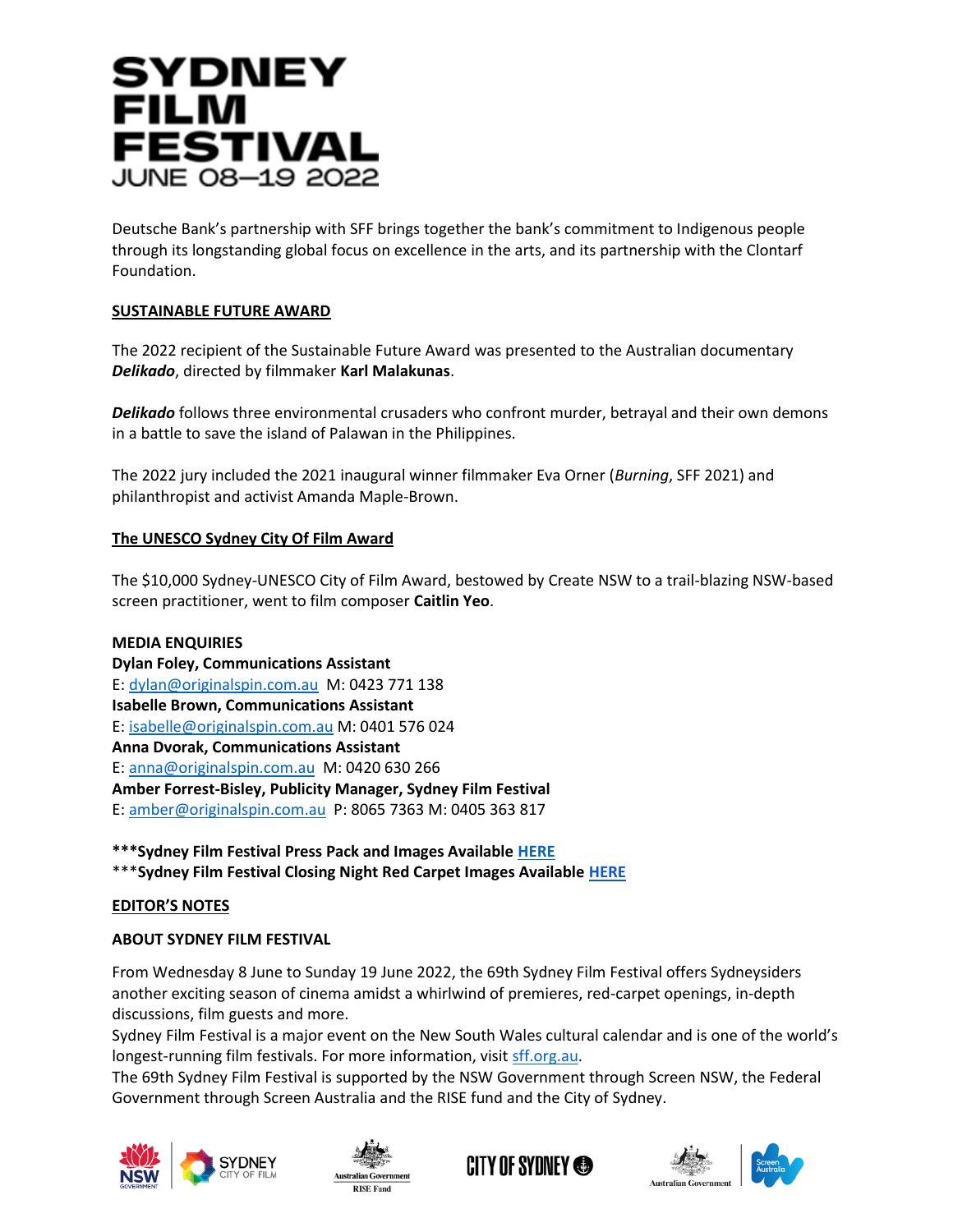# SYDNEY FILM FESTIVAL
JUNE 08–19 2022

Deutsche Bank's partnership with SFF brings together the bank's commitment to Indigenous people through its longstanding global focus on excellence in the arts, and its partnership with the Clontarf Foundation.

**SUSTAINABLE FUTURE AWARD**

The 2022 recipient of the Sustainable Future Award was presented to the Australian documentary ***Delikado***, directed by filmmaker **Karl Malakunas**.

***Delikado*** follows three environmental crusaders who confront murder, betrayal and their own demons in a battle to save the island of Palawan in the Philippines.

The 2022 jury included the 2021 inaugural winner filmmaker Eva Orner (*Burning*, SFF 2021) and philanthropist and activist Amanda Maple-Brown.

**The UNESCO Sydney City Of Film Award**

The $10,000 Sydney-UNESCO City of Film Award, bestowed by Create NSW to a trail-blazing NSW-based screen practitioner, went to film composer **Caitlin Yeo**.

**MEDIA ENQUIRIES**
**Dylan Foley, Communications Assistant**
E: dylan@originalspin.com.au M: 0423 771 138
**Isabelle Brown, Communications Assistant**
E: isabelle@originalspin.com.au M: 0401 576 024
**Anna Dvorak, Communications Assistant**
E: anna@originalspin.com.au M: 0420 630 266
**Amber Forrest-Bisley, Publicity Manager, Sydney Film Festival**
E: amber@originalspin.com.au P: 8065 7363 M: 0405 363 817

***Sydney Film Festival Press Pack and Images Available HERE**
*****Sydney Film Festival Closing Night Red Carpet Images Available HERE**

**EDITOR'S NOTES**

**ABOUT SYDNEY FILM FESTIVAL**

From Wednesday 8 June to Sunday 19 June 2022, the 69th Sydney Film Festival offers Sydneysiders another exciting season of cinema amidst a whirlwind of premieres, red-carpet openings, in-depth discussions, film guests and more.
Sydney Film Festival is a major event on the New South Wales cultural calendar and is one of the world's longest-running film festivals. For more information, visit sff.org.au.
The 69th Sydney Film Festival is supported by the NSW Government through Screen NSW, the Federal Government through Screen Australia and the RISE fund and the City of Sydney.

NSW Government | Sydney City of Film | Australian Government RISE Fund | City of Sydney | Australian Government | Screen Australia